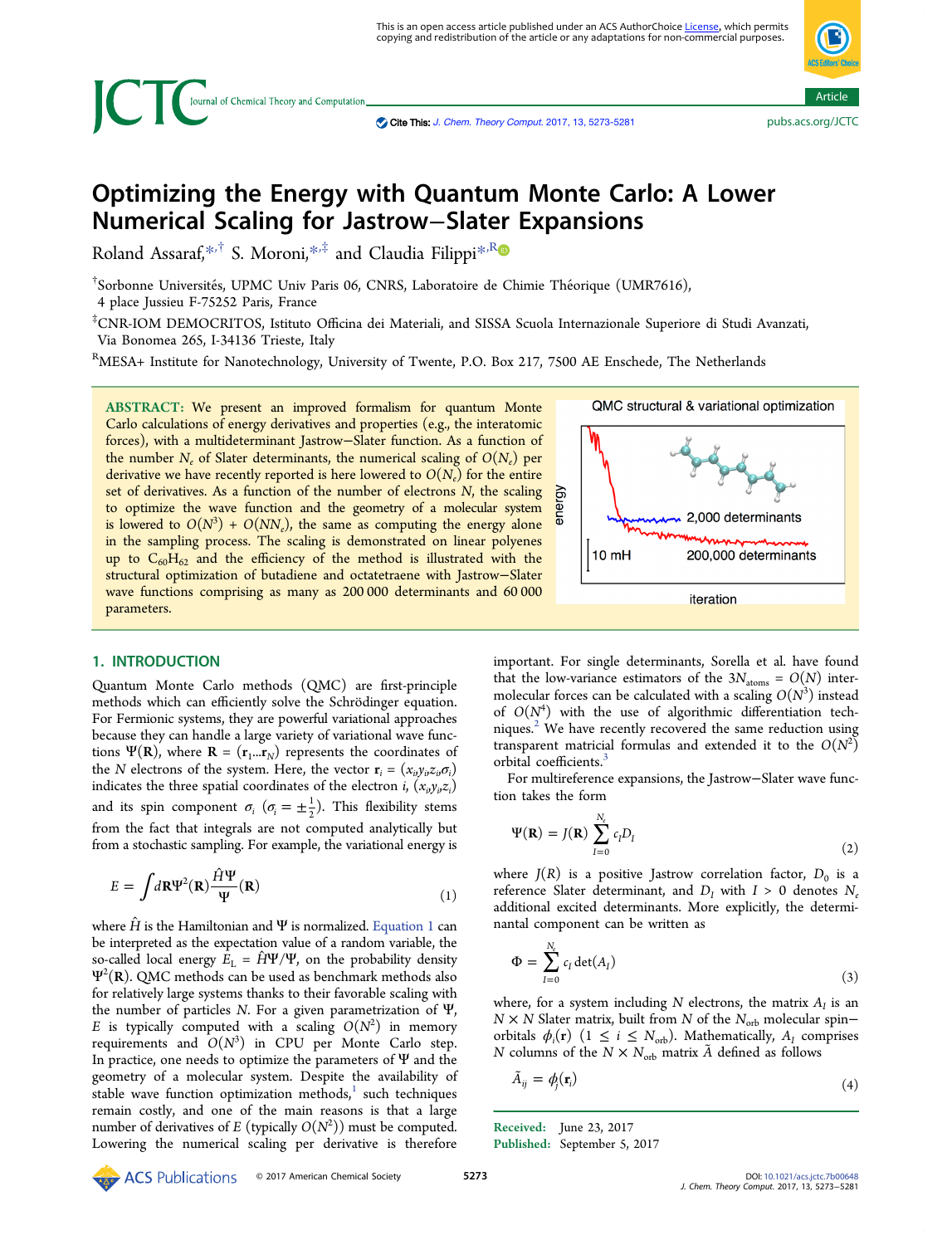This is an open access article published under an ACS AuthorChoice License, which permits copying and redistribution of the article or any adaptations for non-commercial purposes.

# Optimizing the Energy with Quantum Monte Carlo: A Lower Numerical Scaling for Jastrow–Slater Expansions

Roland Assaraf,[*,†] S. Moroni,[*,‡] and Claudia Filippi[*,R]

[†]Sorbonne Universités, UPMC Univ Paris 06, CNRS, Laboratoire de Chimie Théorique (UMR7616), 4 place Jussieu F-75252 Paris, France

[‡]CNR-IOM DEMOCRITOS, Istituto Officina dei Materiali, and SISSA Scuola Internazionale Superiore di Studi Avanzati, Via Bonomea 265, I-34136 Trieste, Italy

[R]MESA+ Institute for Nanotechnology, University of Twente, P.O. Box 217, 7500 AE Enschede, The Netherlands

**ABSTRACT:** We present an improved formalism for quantum Monte Carlo calculations of energy derivatives and properties (e.g., the interatomic forces), with a multideterminant Jastrow–Slater function. As a function of the number $N_e$ of Slater determinants, the numerical scaling of $O(N_e)$ per derivative we have recently reported is here lowered to $O(N_e)$ for the entire set of derivatives. As a function of the number of electrons $N$, the scaling to optimize the wave function and the geometry of a molecular system is lowered to $O(N^3) + O(NN_e)$, the same as computing the energy alone in the sampling process. The scaling is demonstrated on linear polyenes up to $C_{60}H_{62}$ and the efficiency of the method is illustrated with the structural optimization of butadiene and octatetraene with Jastrow–Slater wave functions comprising as many as 200 000 determinants and 60 000 parameters.

## 1. INTRODUCTION

Quantum Monte Carlo methods (QMC) are first-principle methods which can efficiently solve the Schrödinger equation. For Fermionic systems, they are powerful variational approaches because they can handle a large variety of variational wave functions $\Psi(\mathbf{R})$, where $\mathbf{R} = (\mathbf{r}_1...\mathbf{r}_N)$ represents the coordinates of the $N$ electrons of the system. Here, the vector $\mathbf{r}_i = (x_i,y_i,z_i,\sigma_i)$ indicates the three spatial coordinates of the electron $i$, $(x_i,y_i,z_i)$ and its spin component $\sigma_i$ ($\sigma_i = \pm\frac{1}{2}$). This flexibility stems from the fact that integrals are not computed analytically but from a stochastic sampling. For example, the variational energy is

$$E = \int d\mathbf{R}\Psi^2(\mathbf{R})\frac{\hat{H}\Psi}{\Psi}(\mathbf{R}) \tag{1}$$

where $\hat{H}$ is the Hamiltonian and $\Psi$ is normalized. Equation 1 can be interpreted as the expectation value of a random variable, the so-called local energy $E_L = \hat{H}\Psi/\Psi$, on the probability density $\Psi^2(\mathbf{R})$. QMC methods can be used as benchmark methods also for relatively large systems thanks to their favorable scaling with the number of particles $N$. For a given parametrization of $\Psi$, $E$ is typically computed with a scaling $O(N^2)$ in memory requirements and $O(N^3)$ in CPU per Monte Carlo step. In practice, one needs to optimize the parameters of $\Psi$ and the geometry of a molecular system. Despite the availability of stable wave function optimization methods,[1] such techniques remain costly, and one of the main reasons is that a large number of derivatives of $E$ (typically $O(N^2)$) must be computed. Lowering the numerical scaling per derivative is therefore important. For single determinants, Sorella et al. have found that the low-variance estimators of the $3N_{\text{atoms}} = O(N)$ intermolecular forces can be calculated with a scaling $O(N^3)$ instead of $O(N^4)$ with the use of algorithmic differentiation techniques.[2] We have recently recovered the same reduction using transparent matricial formulas and extended it to the $O(N^2)$ orbital coefficients.[3]

For multireference expansions, the Jastrow–Slater wave function takes the form

$$\Psi(\mathbf{R}) = J(\mathbf{R})\sum_{I=0}^{N_e} c_I D_I \tag{2}$$

where $J(R)$ is a positive Jastrow correlation factor, $D_0$ is a reference Slater determinant, and $D_I$ with $I > 0$ denotes $N_e$ additional excited determinants. More explicitly, the determinantal component can be written as

$$\Phi = \sum_{I=0}^{N_e} c_I \det(A_I) \tag{3}$$

where, for a system including $N$ electrons, the matrix $A_I$ is an $N \times N$ Slater matrix, built from $N$ of the $N_{\text{orb}}$ molecular spin–orbitals $\phi_i(\mathbf{r})$ $(1 \le i \le N_{\text{orb}})$. Mathematically, $A_I$ comprises $N$ columns of the $N \times N_{\text{orb}}$ matrix $\tilde{A}$ defined as follows

$$\tilde{A}_{ij} = \phi_j(\mathbf{r}_i) \tag{4}$$

**Received:** June 23, 2017
**Published:** September 5, 2017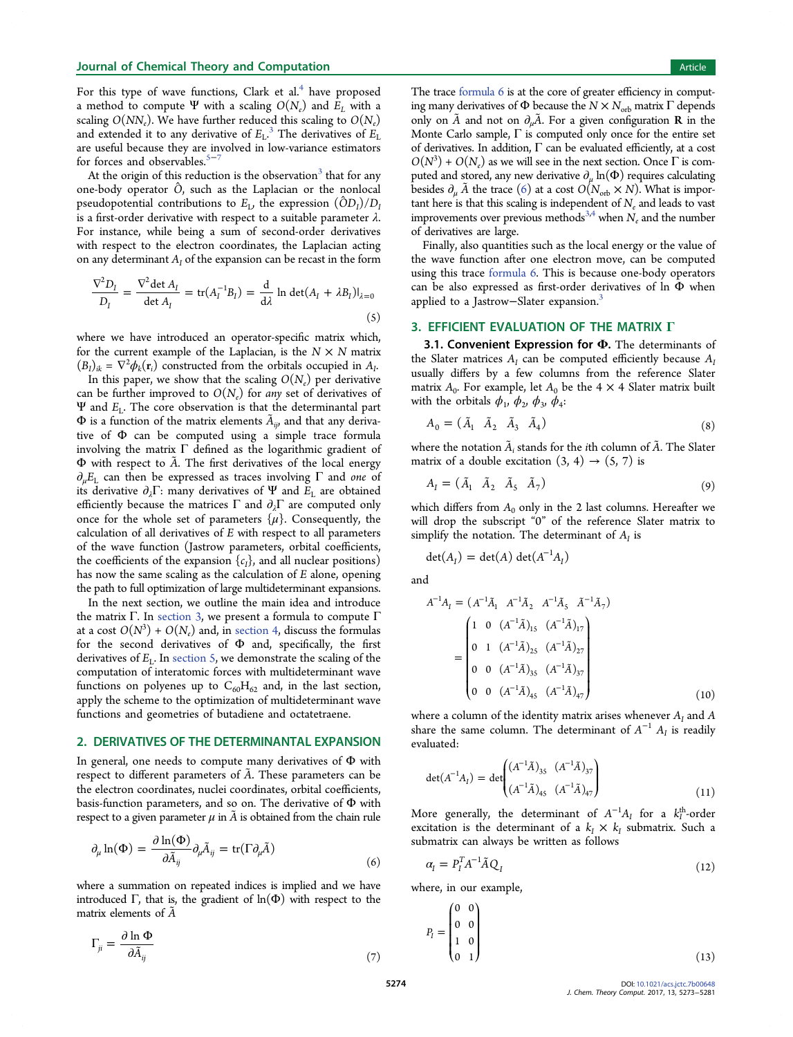For this type of wave functions, Clark et al.[4] have proposed a method to compute $\Psi$ with a scaling $O(N_e)$ and $E_L$ with a scaling $O(NN_e)$. We have further reduced this scaling to $O(N_e)$ and extended it to any derivative of $E_L$.[3] The derivatives of $E_L$ are useful because they are involved in low-variance estimators for forces and observables.[5−7]

At the origin of this reduction is the observation[3] that for any one-body operator $\hat{O}$, such as the Laplacian or the nonlocal pseudopotential contributions to $E_L$, the expression $(\hat{O}D_I)/D_I$ is a first-order derivative with respect to a suitable parameter $\lambda$. For instance, while being a sum of second-order derivatives with respect to the electron coordinates, the Laplacian acting on any determinant $A_I$ of the expansion can be recast in the form

$$\frac{\nabla^2 D_I}{D_I} = \frac{\nabla^2 \det A_I}{\det A_I} = \mathrm{tr}(A_I^{-1}B_I) = \frac{\mathrm{d}}{\mathrm{d}\lambda} \ln \det(A_I + \lambda B_I)|_{\lambda=0} \tag{5}$$

where we have introduced an operator-specific matrix which, for the current example of the Laplacian, is the $N \times N$ matrix $(B_I)_{ik} = \nabla^2 \phi_k(\mathbf{r}_i)$ constructed from the orbitals occupied in $A_I$.

In this paper, we show that the scaling $O(N_e)$ per derivative can be further improved to $O(N_e)$ for *any* set of derivatives of $\Psi$ and $E_L$. The core observation is that the determinantal part $\Phi$ is a function of the matrix elements $\tilde{A}_{ij}$, and that any derivative of $\Phi$ can be computed using a simple trace formula involving the matrix $\Gamma$ defined as the logarithmic gradient of $\Phi$ with respect to $\tilde{A}$. The first derivatives of the local energy $\partial_\mu E_L$ can then be expressed as traces involving $\Gamma$ and *one* of its derivative $\partial_\lambda \Gamma$: many derivatives of $\Psi$ and $E_L$ are obtained efficiently because the matrices $\Gamma$ and $\partial_\lambda \Gamma$ are computed only once for the whole set of parameters $\{\mu\}$. Consequently, the calculation of all derivatives of $E$ with respect to all parameters of the wave function (Jastrow parameters, orbital coefficients, the coefficients of the expansion $\{c_I\}$, and all nuclear positions) has now the same scaling as the calculation of $E$ alone, opening the path to full optimization of large multideterminant expansions.

In the next section, we outline the main idea and introduce the matrix $\Gamma$. In section 3, we present a formula to compute $\Gamma$ at a cost $O(N^3) + O(N_e)$ and, in section 4, discuss the formulas for the second derivatives of $\Phi$ and, specifically, the first derivatives of $E_L$. In section 5, we demonstrate the scaling of the computation of interatomic forces with multideterminant wave functions on polyenes up to $C_{60}H_{62}$ and, in the last section, apply the scheme to the optimization of multideterminant wave functions and geometries of butadiene and octatetraene.

## 2. DERIVATIVES OF THE DETERMINANTAL EXPANSION

In general, one needs to compute many derivatives of $\Phi$ with respect to different parameters of $\tilde{A}$. These parameters can be the electron coordinates, nuclei coordinates, orbital coefficients, basis-function parameters, and so on. The derivative of $\Phi$ with respect to a given parameter $\mu$ in $\tilde{A}$ is obtained from the chain rule

$$\partial_\mu \ln(\Phi) = \frac{\partial \ln(\Phi)}{\partial \tilde{A}_{ij}} \partial_\mu \tilde{A}_{ij} = \mathrm{tr}(\Gamma \partial_\mu \tilde{A}) \tag{6}$$

where a summation on repeated indices is implied and we have introduced $\Gamma$, that is, the gradient of $\ln(\Phi)$ with respect to the matrix elements of $\tilde{A}$

$$\Gamma_{ji} = \frac{\partial \ln \Phi}{\partial \tilde{A}_{ij}} \tag{7}$$

The trace formula 6 is at the core of greater efficiency in computing many derivatives of $\Phi$ because the $N \times N_{\mathrm{orb}}$ matrix $\Gamma$ depends only on $\tilde{A}$ and not on $\partial_\mu \tilde{A}$. For a given configuration $\mathbf{R}$ in the Monte Carlo sample, $\Gamma$ is computed only once for the entire set of derivatives. In addition, $\Gamma$ can be evaluated efficiently, at a cost $O(N^3) + O(N_e)$ as we will see in the next section. Once $\Gamma$ is computed and stored, any new derivative $\partial_\mu \ln(\Phi)$ requires calculating besides $\partial_\mu \tilde{A}$ the trace (6) at a cost $O(N_{\mathrm{orb}} \times N)$. What is important here is that this scaling is independent of $N_e$ and leads to vast improvements over previous methods[3,4] when $N_e$ and the number of derivatives are large.

Finally, also quantities such as the local energy or the value of the wave function after one electron move, can be computed using this trace formula 6. This is because one-body operators can be also expressed as first-order derivatives of $\ln \Phi$ when applied to a Jastrow−Slater expansion.[3]

## 3. EFFICIENT EVALUATION OF THE MATRIX $\Gamma$

**3.1. Convenient Expression for $\Phi$.** The determinants of the Slater matrices $A_I$ can be computed efficiently because $A_I$ usually differs by a few columns from the reference Slater matrix $A_0$. For example, let $A_0$ be the $4 \times 4$ Slater matrix built with the orbitals $\phi_1$, $\phi_2$, $\phi_3$, $\phi_4$:

$$A_0 = (\tilde{A}_1 \quad \tilde{A}_2 \quad \tilde{A}_3 \quad \tilde{A}_4) \tag{8}$$

where the notation $\tilde{A}_i$ stands for the $i$th column of $\tilde{A}$. The Slater matrix of a double excitation $(3, 4) \rightarrow (5, 7)$ is

$$A_I = (\tilde{A}_1 \quad \tilde{A}_2 \quad \tilde{A}_5 \quad \tilde{A}_7) \tag{9}$$

which differs from $A_0$ only in the 2 last columns. Hereafter we will drop the subscript "0" of the reference Slater matrix to simplify the notation. The determinant of $A_I$ is

$$\det(A_I) = \det(A) \det(A^{-1}A_I)$$

and

$$A^{-1}A_I = (A^{-1}\tilde{A}_1 \quad A^{-1}\tilde{A}_2 \quad A^{-1}\tilde{A}_5 \quad A^{-1}\tilde{A}_7) = \begin{pmatrix} 1 & 0 & (A^{-1}\tilde{A})_{15} & (A^{-1}\tilde{A})_{17} \\ 0 & 1 & (A^{-1}\tilde{A})_{25} & (A^{-1}\tilde{A})_{27} \\ 0 & 0 & (A^{-1}\tilde{A})_{35} & (A^{-1}\tilde{A})_{37} \\ 0 & 0 & (A^{-1}\tilde{A})_{45} & (A^{-1}\tilde{A})_{47} \end{pmatrix} \tag{10}$$

where a column of the identity matrix arises whenever $A_I$ and $A$ share the same column. The determinant of $A^{-1} A_I$ is readily evaluated:

$$\det(A^{-1}A_I) = \det\begin{pmatrix} (A^{-1}\tilde{A})_{35} & (A^{-1}\tilde{A})_{37} \\ (A^{-1}\tilde{A})_{45} & (A^{-1}\tilde{A})_{47} \end{pmatrix} \tag{11}$$

More generally, the determinant of $A^{-1}A_I$ for a $k_I^{\mathrm{th}}$-order excitation is the determinant of a $k_I \times k_I$ submatrix. Such a submatrix can always be written as follows

$$\alpha_I = P_I^T A^{-1} \tilde{A} Q_I \tag{12}$$

where, in our example,

$$P_I = \begin{pmatrix} 0 & 0 \\ 0 & 0 \\ 1 & 0 \\ 0 & 1 \end{pmatrix} \tag{13}$$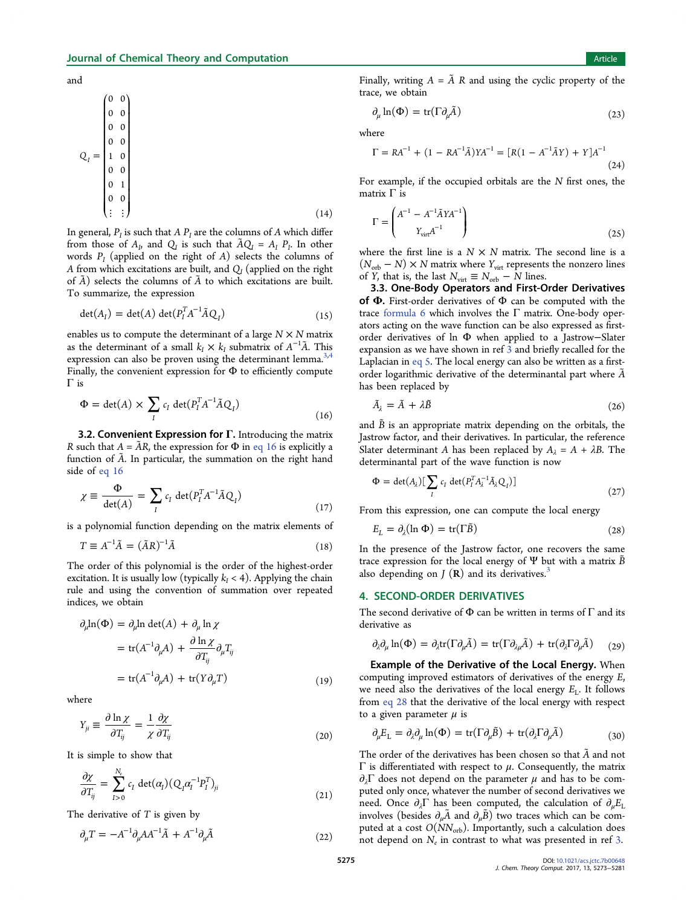and

$$
Q_I = \begin{pmatrix} 0 & 0 \\ 0 & 0 \\ 0 & 0 \\ 0 & 0 \\ 1 & 0 \\ 0 & 0 \\ 0 & 1 \\ 0 & 0 \\ \vdots & \vdots \end{pmatrix} \tag{14}
$$

In general, $P_I$ is such that $A\,P_I$ are the columns of $A$ which differ from those of $A_I$, and $Q_I$ is such that $\tilde{A}Q_I = A_I\,P_I$. In other words $P_I$ (applied on the right of $A$) selects the columns of $A$ from which excitations are built, and $Q_I$ (applied on the right of $\tilde{A}$) selects the columns of $\tilde{A}$ to which excitations are built. To summarize, the expression

$$
\det(A_I) = \det(A)\,\det(P_I^T A^{-1}\tilde{A}Q_I) \tag{15}
$$

enables us to compute the determinant of a large $N \times N$ matrix as the determinant of a small $k_I \times k_I$ submatrix of $A^{-1}\tilde{A}$. This expression can also be proven using the determinant lemma.[3,4] Finally, the convenient expression for $\Phi$ to efficiently compute $\Gamma$ is

$$
\Phi = \det(A) \times \sum_I c_I \det(P_I^T A^{-1}\tilde{A}Q_I) \tag{16}
$$

### 3.2. Convenient Expression for $\Gamma$.

Introducing the matrix $R$ such that $A = \tilde{A}R$, the expression for $\Phi$ in eq 16 is explicitly a function of $\tilde{A}$. In particular, the summation on the right hand side of eq 16

$$
\chi \equiv \frac{\Phi}{\det(A)} = \sum_I c_I \det(P_I^T A^{-1}\tilde{A}Q_I) \tag{17}
$$

is a polynomial function depending on the matrix elements of

$$
T \equiv A^{-1}\tilde{A} = (\tilde{A}R)^{-1}\tilde{A} \tag{18}
$$

The order of this polynomial is the order of the highest-order excitation. It is usually low (typically $k_I < 4$). Applying the chain rule and using the convention of summation over repeated indices, we obtain

$$
\begin{aligned}
\partial_\mu \ln(\Phi) &= \partial_\mu \ln\det(A) + \partial_\mu \ln\chi \\
&= \mathrm{tr}(A^{-1}\partial_\mu A) + \frac{\partial \ln\chi}{\partial T_{ij}}\partial_\mu T_{ij} \\
&= \mathrm{tr}(A^{-1}\partial_\mu A) + \mathrm{tr}(Y\partial_\mu T)
\end{aligned} \tag{19}
$$

where

$$
Y_{ji} \equiv \frac{\partial \ln\chi}{\partial T_{ij}} = \frac{1}{\chi}\frac{\partial\chi}{\partial T_{ij}} \tag{20}
$$

It is simple to show that

$$
\frac{\partial\chi}{\partial T_{ij}} = \sum_{I>0}^{N_e} c_I \det(\alpha_I)(Q_I\alpha_I^{-1}P_I^T)_{ji} \tag{21}
$$

The derivative of $T$ is given by

$$
\partial_\mu T = -A^{-1}\partial_\mu A A^{-1}\tilde{A} + A^{-1}\partial_\mu\tilde{A} \tag{22}
$$

Finally, writing $A = \tilde{A}\ R$ and using the cyclic property of the trace, we obtain

$$
\partial_\mu \ln(\Phi) = \mathrm{tr}(\Gamma\partial_\mu\tilde{A}) \tag{23}
$$

where

$$
\Gamma = RA^{-1} + (1 - RA^{-1}\tilde{A})YA^{-1} = [R(1 - A^{-1}\tilde{A}Y) + Y]A^{-1} \tag{24}
$$

For example, if the occupied orbitals are the $N$ first ones, the matrix $\Gamma$ is

$$
\Gamma = \begin{pmatrix} A^{-1} - A^{-1}\tilde{A}YA^{-1} \\ Y_{\mathrm{virt}}A^{-1} \end{pmatrix} \tag{25}
$$

where the first line is a $N \times N$ matrix. The second line is a $(N_{\mathrm{orb}} - N) \times N$ matrix where $Y_{\mathrm{virt}}$ represents the nonzero lines of $Y$, that is, the last $N_{\mathrm{virt}} \equiv N_{\mathrm{orb}} - N$ lines.

### 3.3. One-Body Operators and First-Order Derivatives of $\Phi$.

First-order derivatives of $\Phi$ can be computed with the trace formula 6 which involves the $\Gamma$ matrix. One-body operators acting on the wave function can be also expressed as first-order derivatives of ln $\Phi$ when applied to a Jastrow–Slater expansion as we have shown in ref 3 and briefly recalled for the Laplacian in eq 5. The local energy can also be written as a first-order logarithmic derivative of the determinantal part where $\tilde{A}$ has been replaced by

$$
\tilde{A}_\lambda = \tilde{A} + \lambda\tilde{B} \tag{26}
$$

and $\tilde{B}$ is an appropriate matrix depending on the orbitals, the Jastrow factor, and their derivatives. In particular, the reference Slater determinant $A$ has been replaced by $A_\lambda = A + \lambda B$. The determinantal part of the wave function is now

$$
\Phi = \det(A_\lambda)\left[\sum_I c_I \det(P_I^T A_\lambda^{-1}\tilde{A}_\lambda Q_I)\right] \tag{27}
$$

From this expression, one can compute the local energy

$$
E_L = \partial_\lambda(\ln\Phi) = \mathrm{tr}(\Gamma\tilde{B}) \tag{28}
$$

In the presence of the Jastrow factor, one recovers the same trace expression for the local energy of $\Psi$ but with a matrix $\tilde{B}$ also depending on $J$ ($\mathbf{R}$) and its derivatives.[3]

## 4. SECOND-ORDER DERIVATIVES

The second derivative of $\Phi$ can be written in terms of $\Gamma$ and its derivative as

$$
\partial_\lambda\partial_\mu \ln(\Phi) = \partial_\lambda \mathrm{tr}(\Gamma\partial_\mu\tilde{A}) = \mathrm{tr}(\Gamma\partial_{\lambda\mu}\tilde{A}) + \mathrm{tr}(\partial_\lambda\Gamma\partial_\mu\tilde{A}) \tag{29}
$$

**Example of the Derivative of the Local Energy.** When computing improved estimators of derivatives of the energy $E$, we need also the derivatives of the local energy $E_L$. It follows from eq 28 that the derivative of the local energy with respect to a given parameter $\mu$ is

$$
\partial_\mu E_L = \partial_\lambda\partial_\mu \ln(\Phi) = \mathrm{tr}(\Gamma\partial_\mu\tilde{B}) + \mathrm{tr}(\partial_\lambda\Gamma\partial_\mu\tilde{A}) \tag{30}
$$

The order of the derivatives has been chosen so that $\tilde{A}$ and not $\Gamma$ is differentiated with respect to $\mu$. Consequently, the matrix $\partial_\lambda\Gamma$ does not depend on the parameter $\mu$ and has to be computed only once, whatever the number of second derivatives we need. Once $\partial_\lambda\Gamma$ has been computed, the calculation of $\partial_\mu E_L$ involves (besides $\partial_\mu\tilde{A}$ and $\partial_\mu\tilde{B}$) two traces which can be computed at a cost $O(NN_{\mathrm{orb}})$. Importantly, such a calculation does not depend on $N_e$ in contrast to what was presented in ref 3.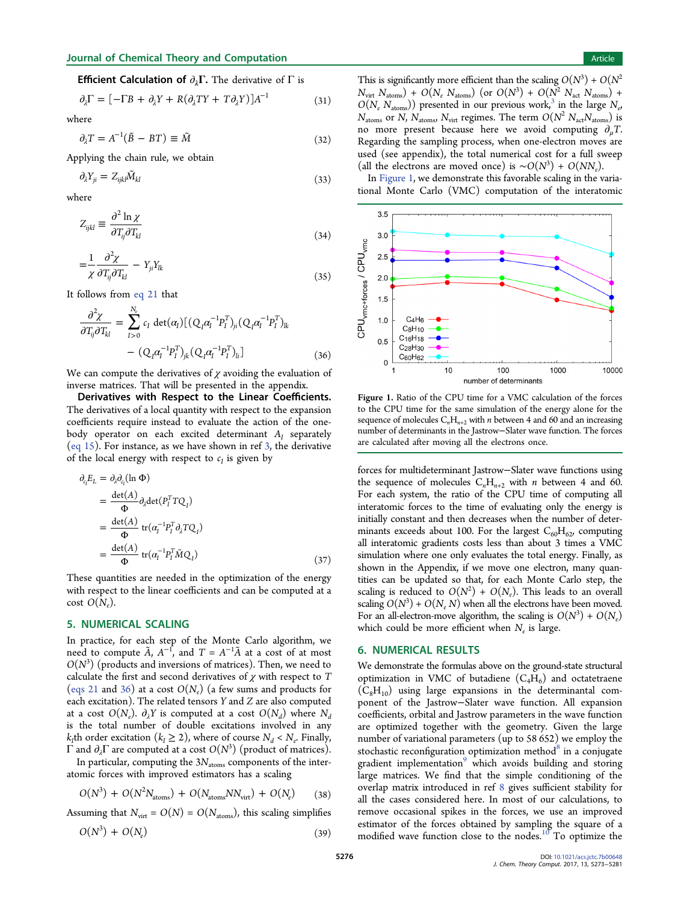**Efficient Calculation of $\partial_\lambda \Gamma$.** The derivative of $\Gamma$ is

$$\partial_\lambda \Gamma = [-\Gamma B + \partial_\lambda Y + R(\partial_\lambda T Y + T \partial_\lambda Y)]A^{-1} \tag{31}$$

where

$$\partial_\lambda T = A^{-1}(\tilde{B} - BT) \equiv \tilde{M} \tag{32}$$

Applying the chain rule, we obtain

$$\partial_\lambda Y_{ji} = Z_{ijkl} \tilde{M}_{kl} \tag{33}$$

where

$$Z_{ijkl} \equiv \frac{\partial^2 \ln \chi}{\partial T_{ij} \partial T_{kl}} \tag{34}$$

$$= \frac{1}{\chi} \frac{\partial^2 \chi}{\partial T_{ij} \partial T_{kl}} - Y_{ji} Y_{lk} \tag{35}$$

It follows from eq 21 that

$$\frac{\partial^2 \chi}{\partial T_{ij} \partial T_{kl}} = \sum_{I>0}^{N_e} c_I \det(\alpha_I) [(Q_I \alpha_I^{-1} P_I^T)_{ji} (Q_I \alpha_I^{-1} P_I^T)_{lk} - (Q_I \alpha_I^{-1} P_I^T)_{jk} (Q_I \alpha_I^{-1} P_I^T)_{li}] \tag{36}$$

We can compute the derivatives of $\chi$ avoiding the evaluation of inverse matrices. That will be presented in the appendix.

**Derivatives with Respect to the Linear Coefficients.** The derivatives of a local quantity with respect to the expansion coefficients require instead to evaluate the action of the one-body operator on each excited determinant $A_I$ separately (eq 15). For instance, as we have shown in ref 3, the derivative of the local energy with respect to $c_I$ is given by

$$\begin{aligned}
\partial_{c_I} E_L &= \partial_\lambda \partial_{c_I} (\ln \Phi) \\
&= \frac{\det(A)}{\Phi} \partial_\lambda \det(P_I^T T Q_I) \\
&= \frac{\det(A)}{\Phi} \operatorname{tr}(\alpha_I^{-1} P_I^T \partial_\lambda T Q_I) \\
&= \frac{\det(A)}{\Phi} \operatorname{tr}(\alpha_I^{-1} P_I^T \tilde{M} Q_I)
\end{aligned} \tag{37}$$

These quantities are needed in the optimization of the energy with respect to the linear coefficients and can be computed at a cost $O(N_e)$.

## 5. NUMERICAL SCALING

In practice, for each step of the Monte Carlo algorithm, we need to compute $\tilde{A}$, $A^{-1}$, and $T = A^{-1}\tilde{A}$ at a cost of at most $O(N^3)$ (products and inversions of matrices). Then, we need to calculate the first and second derivatives of $\chi$ with respect to $T$ (eqs 21 and 36) at a cost $O(N_e)$ (a few sums and products for each excitation). The related tensors $Y$ and $Z$ are also computed at a cost $O(N_e)$. $\partial_\lambda Y$ is computed at a cost $O(N_d)$ where $N_d$ is the total number of double excitations involved in any $k_I$th order excitation ($k_I \geq 2$), where of course $N_d < N_e$. Finally, $\Gamma$ and $\partial_\lambda \Gamma$ are computed at a cost $O(N^3)$ (product of matrices).

In particular, computing the $3N_{\text{atoms}}$ components of the interatomic forces with improved estimators has a scaling

$$O(N^3) + O(N^2 N_{\text{atoms}}) + O(N_{\text{atoms}} N N_{\text{virt}}) + O(N_e) \tag{38}$$

Assuming that $N_{\text{virt}} = O(N) = O(N_{\text{atoms}})$, this scaling simplifies

$$O(N^3) + O(N_e) \tag{39}$$

This is significantly more efficient than the scaling $O(N^3) + O(N^2 N_{\text{virt}} N_{\text{atoms}}) + O(N_e N_{\text{atoms}})$ (or $O(N^3) + O(N^2 N_{\text{act}} N_{\text{atoms}}) + O(N_e N_{\text{atoms}})$) presented in our previous work,[3] in the large $N_e$, $N_{\text{atoms}}$ or $N$, $N_{\text{atoms}}$, $N_{\text{virt}}$ regimes. The term $O(N^2 N_{\text{act}} N_{\text{atoms}})$ is no more present because here we avoid computing $\partial_\mu T$. Regarding the sampling process, when one-electron moves are used (see appendix), the total numerical cost for a full sweep (all the electrons are moved once) is $\sim O(N^3) + O(NN_e)$.

In Figure 1, we demonstrate this favorable scaling in the variational Monte Carlo (VMC) computation of the interatomic forces for multideterminant Jastrow–Slater wave functions using the sequence of molecules $C_nH_{n+2}$ with $n$ between 4 and 60. For each system, the ratio of the CPU time of computing all interatomic forces to the time of evaluating only the energy is initially constant and then decreases when the number of determinants exceeds about 100. For the largest $C_{60}H_{62}$, computing all interatomic gradients costs less than about 3 times a VMC simulation where one only evaluates the total energy. Finally, as shown in the Appendix, if we move one electron, many quantities can be updated so that, for each Monte Carlo step, the scaling is reduced to $O(N^2) + O(N_e)$. This leads to an overall scaling $O(N^3) + O(N_e N)$ when all the electrons have been moved. For an all-electron-move algorithm, the scaling is $O(N^3) + O(N_e)$ which could be more efficient when $N_e$ is large.

Figure 1. Ratio of the CPU time for a VMC calculation of the forces to the CPU time for the same simulation of the energy alone for the sequence of molecules $C_nH_{n+2}$ with $n$ between 4 and 60 and an increasing number of determinants in the Jastrow–Slater wave function. The forces are calculated after moving all the electrons once.

## 6. NUMERICAL RESULTS

We demonstrate the formulas above on the ground-state structural optimization in VMC of butadiene ($C_4H_6$) and octatetraene ($C_8H_{10}$) using large expansions in the determinantal component of the Jastrow–Slater wave function. All expansion coefficients, orbital and Jastrow parameters in the wave function are optimized together with the geometry. Given the large number of variational parameters (up to 58 652) we employ the stochastic reconfiguration optimization method[8] in a conjugate gradient implementation[9] which avoids building and storing large matrices. We find that the simple conditioning of the overlap matrix introduced in ref 8 gives sufficient stability for all the cases considered here. In most of our calculations, to remove occasional spikes in the forces, we use an improved estimator of the forces obtained by sampling the square of a modified wave function close to the nodes.[10] To optimize the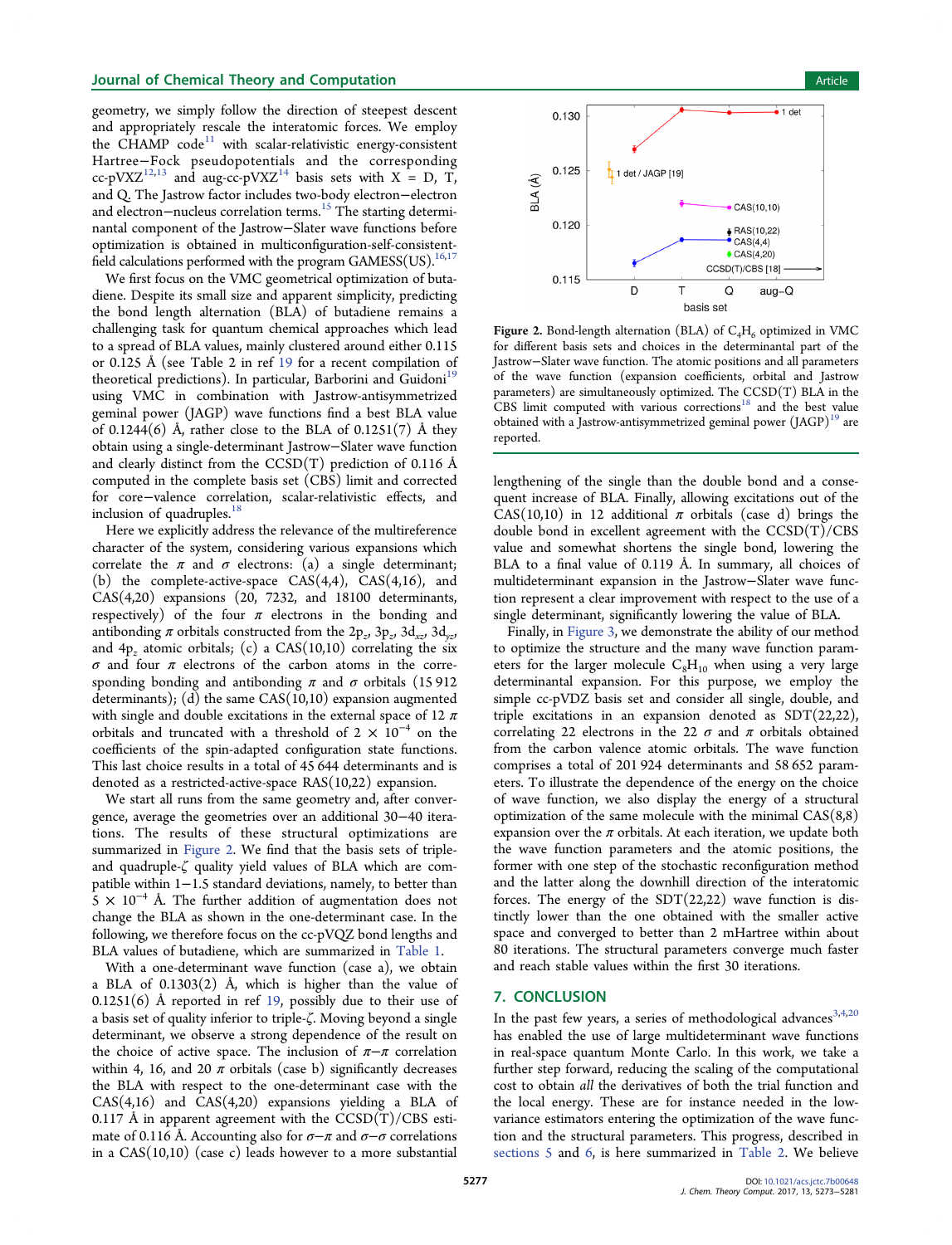geometry, we simply follow the direction of steepest descent and appropriately rescale the interatomic forces. We employ the CHAMP code[11] with scalar-relativistic energy-consistent Hartree–Fock pseudopotentials and the corresponding cc-pVXZ[12,13] and aug-cc-pVXZ[14] basis sets with X = D, T, and Q. The Jastrow factor includes two-body electron–electron and electron–nucleus correlation terms.[15] The starting determinantal component of the Jastrow–Slater wave functions before optimization is obtained in multiconfiguration-self-consistent-field calculations performed with the program GAMESS(US).[16,17]

We first focus on the VMC geometrical optimization of butadiene. Despite its small size and apparent simplicity, predicting the bond length alternation (BLA) of butadiene remains a challenging task for quantum chemical approaches which lead to a spread of BLA values, mainly clustered around either 0.115 or 0.125 Å (see Table 2 in ref 19 for a recent compilation of theoretical predictions). In particular, Barborini and Guidoni[19] using VMC in combination with Jastrow-antisymmetrized geminal power (JAGP) wave functions find a best BLA value of 0.1244(6) Å, rather close to the BLA of 0.1251(7) Å they obtain using a single-determinant Jastrow–Slater wave function and clearly distinct from the CCSD(T) prediction of 0.116 Å computed in the complete basis set (CBS) limit and corrected for core–valence correlation, scalar-relativistic effects, and inclusion of quadruples.[18]

Here we explicitly address the relevance of the multireference character of the system, considering various expansions which correlate the $\pi$ and $\sigma$ electrons: (a) a single determinant; (b) the complete-active-space CAS(4,4), CAS(4,16), and CAS(4,20) expansions (20, 7232, and 18100 determinants, respectively) of the four $\pi$ electrons in the bonding and antibonding $\pi$ orbitals constructed from the $2p_z$, $3p_z$, $3d_{xz}$, $3d_{yz}$, and $4p_z$ atomic orbitals; (c) a CAS(10,10) correlating the six $\sigma$ and four $\pi$ electrons of the carbon atoms in the corresponding bonding and antibonding $\pi$ and $\sigma$ orbitals (15 912 determinants); (d) the same CAS(10,10) expansion augmented with single and double excitations in the external space of 12 $\pi$ orbitals and truncated with a threshold of $2 \times 10^{-4}$ on the coefficients of the spin-adapted configuration state functions. This last choice results in a total of 45 644 determinants and is denoted as a restricted-active-space RAS(10,22) expansion.

We start all runs from the same geometry and, after convergence, average the geometries over an additional 30–40 iterations. The results of these structural optimizations are summarized in Figure 2. We find that the basis sets of triple- and quadruple-$\zeta$ quality yield values of BLA which are compatible within 1–1.5 standard deviations, namely, to better than $5 \times 10^{-4}$ Å. The further addition of augmentation does not change the BLA as shown in the one-determinant case. In the following, we therefore focus on the cc-pVQZ bond lengths and BLA values of butadiene, which are summarized in Table 1.

With a one-determinant wave function (case a), we obtain a BLA of 0.1303(2) Å, which is higher than the value of 0.1251(6) Å reported in ref 19, possibly due to their use of a basis set of quality inferior to triple-$\zeta$. Moving beyond a single determinant, we observe a strong dependence of the result on the choice of active space. The inclusion of $\pi$–$\pi$ correlation within 4, 16, and 20 $\pi$ orbitals (case b) significantly decreases the BLA with respect to the one-determinant case with the CAS(4,16) and CAS(4,20) expansions yielding a BLA of 0.117 Å in apparent agreement with the CCSD(T)/CBS estimate of 0.116 Å. Accounting also for $\sigma$–$\pi$ and $\sigma$–$\sigma$ correlations in a CAS(10,10) (case c) leads however to a more substantial

Figure 2. Bond-length alternation (BLA) of $C_4H_6$ optimized in VMC for different basis sets and choices in the determinantal part of the Jastrow–Slater wave function. The atomic positions and all parameters of the wave function (expansion coefficients, orbital and Jastrow parameters) are simultaneously optimized. The CCSD(T) BLA in the CBS limit computed with various corrections[18] and the best value obtained with a Jastrow-antisymmetrized geminal power (JAGP)[19] are reported.

lengthening of the single than the double bond and a consequent increase of BLA. Finally, allowing excitations out of the CAS(10,10) in 12 additional $\pi$ orbitals (case d) brings the double bond in excellent agreement with the CCSD(T)/CBS value and somewhat shortens the single bond, lowering the BLA to a final value of 0.119 Å. In summary, all choices of multideterminant expansion in the Jastrow–Slater wave function represent a clear improvement with respect to the use of a single determinant, significantly lowering the value of BLA.

Finally, in Figure 3, we demonstrate the ability of our method to optimize the structure and the many wave function parameters for the larger molecule $C_8H_{10}$ when using a very large determinantal expansion. For this purpose, we employ the simple cc-pVDZ basis set and consider all single, double, and triple excitations in an expansion denoted as SDT(22,22), correlating 22 electrons in the 22 $\sigma$ and $\pi$ orbitals obtained from the carbon valence atomic orbitals. The wave function comprises a total of 201 924 determinants and 58 652 parameters. To illustrate the dependence of the energy on the choice of wave function, we also display the energy of a structural optimization of the same molecule with the minimal CAS(8,8) expansion over the $\pi$ orbitals. At each iteration, we update both the wave function parameters and the atomic positions, the former with one step of the stochastic reconfiguration method and the latter along the downhill direction of the interatomic forces. The energy of the SDT(22,22) wave function is distinctly lower than the one obtained with the smaller active space and converged to better than 2 mHartree within about 80 iterations. The structural parameters converge much faster and reach stable values within the first 30 iterations.

## 7. CONCLUSION

In the past few years, a series of methodological advances[3,4,20] has enabled the use of large multideterminant wave functions in real-space quantum Monte Carlo. In this work, we take a further step forward, reducing the scaling of the computational cost to obtain *all* the derivatives of both the trial function and the local energy. These are for instance needed in the low-variance estimators entering the optimization of the wave function and the structural parameters. This progress, described in sections 5 and 6, is here summarized in Table 2. We believe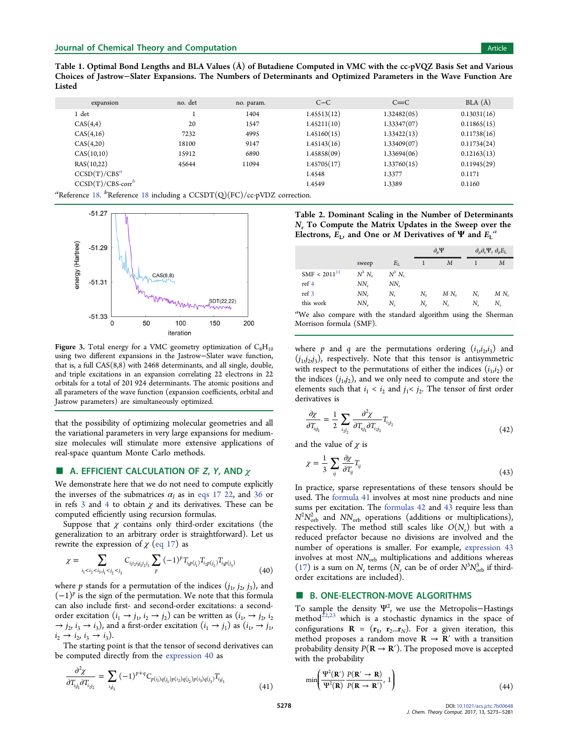**Table 1. Optimal Bond Lengths and BLA Values (Å) of Butadiene Computed in VMC with the cc-pVQZ Basis Set and Various Choices of Jastrow−Slater Expansions. The Numbers of Determinants and Optimized Parameters in the Wave Function Are Listed**

| expansion | no. det | no. param. | C−C | C=C | BLA (Å) |
|---|---|---|---|---|---|
| 1 det | 1 | 1404 | 1.45513(12) | 1.32482(05) | 0.13031(16) |
| CAS(4,4) | 20 | 1547 | 1.45211(10) | 1.33347(07) | 0.11865(15) |
| CAS(4,16) | 7232 | 4995 | 1.45160(15) | 1.33422(13) | 0.11738(16) |
| CAS(4,20) | 18100 | 9147 | 1.45143(16) | 1.33409(07) | 0.11734(24) |
| CAS(10,10) | 15912 | 6890 | 1.45858(09) | 1.33694(06) | 0.12163(13) |
| RAS(10,22) | 45644 | 11094 | 1.45705(17) | 1.33760(15) | 0.11945(29) |
| CCSD(T)/CBS[a] | | | 1.4548 | 1.3377 | 0.1171 |
| CCSD(T)/CBS-corr[b] | | | 1.4549 | 1.3389 | 0.1160 |

[a]Reference 18. [b]Reference 18 including a CCSDT(Q)(FC)/cc-pVDZ correction.

Figure 3. Total energy for a VMC geometry optimization of $C_8H_{10}$ using two different expansions in the Jastrow−Slater wave function, that is, a full CAS(8,8) with 2468 determinants, and all single, double, and triple excitations in an expansion correlating 22 electrons in 22 orbitals for a total of 201 924 determinants. The atomic positions and all parameters of the wave function (expansion coefficients, orbital and Jastrow parameters) are simultaneously optimized.

that the possibility of optimizing molecular geometries and all the variational parameters in very large expansions for medium-size molecules will stimulate more extensive applications of real-space quantum Monte Carlo methods.

## A. EFFICIENT CALCULATION OF $Z$, $Y$, AND $\chi$

We demonstrate here that we do not need to compute explicitly the inverses of the submatrices $\alpha_I$ as in eqs 17 22, and 36 or in refs 3 and 4 to obtain $\chi$ and its derivatives. These can be computed efficiently using recursion formulas.

Suppose that $\chi$ contains only third-order excitations (the generalization to an arbitrary order is straightforward). Let us rewrite the expression of $\chi$ (eq 17) as

$$\chi = \sum_{i_1<i_2<i_3, j_1<j_2<j_3} C_{i_1 i_2 i_3 j_1 j_2 j_3} \sum_p (-1)^p T_{i_1 p(j_1)} T_{i_2 p(j_2)} T_{i_3 p(j_3)} \tag{40}$$

where $p$ stands for a permutation of the indices $(j_1, j_2, j_3)$, and $(-1)^p$ is the sign of the permutation. We note that this formula can also include first- and second-order excitations: a second-order excitation $(i_1 \to j_1, i_2 \to j_2)$ can be written as $(i_1 \to j_1, i_2 \to j_2, i_3 \to i_3)$, and a first-order excitation $(i_1 \to j_1)$ as $(i_1 \to j_1, i_2 \to i_2, i_3 \to i_3)$.

The starting point is that the tensor of second derivatives can be computed directly from the expression 40 as

$$\frac{\partial^2 \chi}{\partial T_{i_1 j_1} \partial T_{i_2 j_2}} = \sum_{i_3 j_3} (-1)^{p+q} C_{p(i_1) q(j_1) p(i_2) q(j_2) p(i_3) q(j_3)} T_{i_3 j_3} \tag{41}$$

where $p$ and $q$ are the permutations ordering $(i_1, i_2, i_3)$ and $(j_1, j_2, j_3)$, respectively. Note that this tensor is antisymmetric with respect to the permutations of either the indices $(i_1, i_2)$ or the indices $(j_1, j_2)$, and we only need to compute and store the elements such that $i_1 < i_2$ and $j_1 < j_2$. The tensor of first order derivatives is

$$\frac{\partial \chi}{\partial T_{i_1 j_1}} = \frac{1}{2} \sum_{i_2 j_2} \frac{\partial^2 \chi}{\partial T_{i_1 j_1} \partial T_{i_2 j_2}} T_{i_2 j_2} \tag{42}$$

and the value of $\chi$ is

$$\chi = \frac{1}{3} \sum_{ij} \frac{\partial \chi}{\partial T_{ij}} T_{ij} \tag{43}$$

In practice, sparse representations of these tensors should be used. The formula 41 involves at most nine products and nine sums per excitation. The formulas 42 and 43 require less than $N^2 N_{orb}^2$ and $N N_{orb}$ operations (additions or multiplications), respectively. The method still scales like $O(N_e)$ but with a reduced prefactor because no divisions are involved and the number of operations is smaller. For example, expression 43 involves at most $NN_{orb}$ multiplications and additions whereas (17) is a sum on $N_e$ terms ($N_e$ can be of order $N^3 N_{orb}^3$ if third-order excitations are included).

**Table 2. Dominant Scaling in the Number of Determinants $N_e$ To Compute the Matrix Updates in the Sweep over the Electrons, $E_L$, and One or $M$ Derivatives of $\Psi$ and $E_L$[a]**

| | sweep | $E_L$ | $\partial_\mu \Psi$ (1) | $\partial_\mu \Psi$ ($M$) | $\partial_\mu \partial_\nu \Psi$, $\partial_\mu E_L$ (1) | $\partial_\mu \partial_\nu \Psi$, $\partial_\mu E_L$ ($M$) |
|---|---|---|---|---|---|---|
| SMF < 2011[21] | $N^3 N_e$ | $N^3 N_e$ | | | | |
| ref 4 | $NN_e$ | $NN_e$ | | | | |
| ref 3 | $NN_e$ | $N_e$ | $N_e$ | $M N_e$ | $N_e$ | $M N_e$ |
| this work | $NN_e$ | $N_e$ | $N_e$ | $N_e$ | $N_e$ | $N_e$ |

[a]We also compare with the standard algorithm using the Sherman Morrison formula (SMF).

## B. ONE-ELECTRON-MOVE ALGORITHMS

To sample the density $\Psi^2$, we use the Metropolis−Hastings method[22,23] which is a stochastic dynamics in the space of configurations $\mathbf{R} = (\mathbf{r}_1, \mathbf{r}_2 ... \mathbf{r}_N)$. For a given iteration, this method proposes a random move $\mathbf{R} \to \mathbf{R}'$ with a transition probability density $P(\mathbf{R} \to \mathbf{R}')$. The proposed move is accepted with the probability

$$\min\left( \frac{\Psi^2(\mathbf{R}')}{\Psi^2(\mathbf{R})} \frac{P(\mathbf{R}' \to \mathbf{R})}{P(\mathbf{R} \to \mathbf{R}')}, 1 \right) \tag{44}$$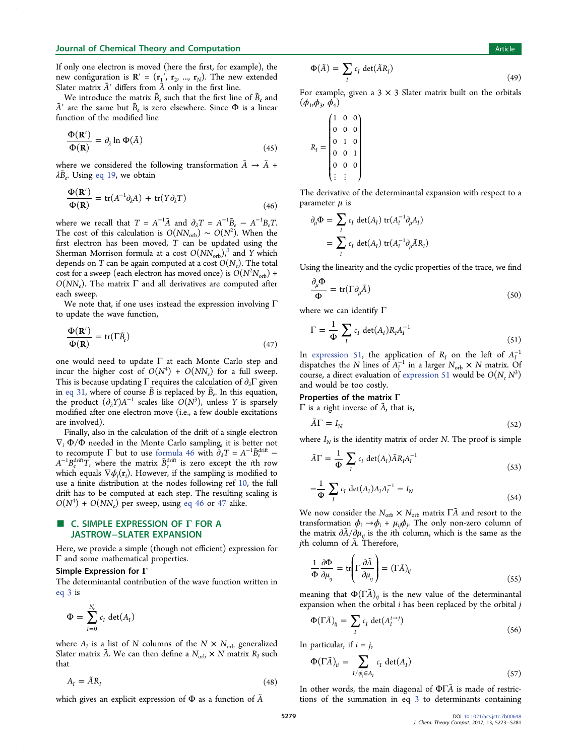If only one electron is moved (here the first, for example), the new configuration is $\mathbf{R}' = (\mathbf{r}_1', \mathbf{r}_2, ..., \mathbf{r}_N)$. The new extended Slater matrix $\tilde{A}'$ differs from $\tilde{A}$ only in the first line.

We introduce the matrix $\tilde{B}_e$ such that the first line of $\tilde{B}_e$ and $\tilde{A}'$ are the same but $\tilde{B}_e$ is zero elsewhere. Since $\Phi$ is a linear function of the modified line

$$\frac{\Phi(\mathbf{R}')}{\Phi(\mathbf{R})} = \partial_\lambda \ln \Phi(\tilde{A}) \tag{45}$$

where we considered the following transformation $\tilde{A} \to \tilde{A} + \lambda \tilde{B}_e$. Using eq 19, we obtain

$$\frac{\Phi(\mathbf{R}')}{\Phi(\mathbf{R})} = \mathrm{tr}(A^{-1}\partial_\lambda A) + \mathrm{tr}(Y\partial_\lambda T) \tag{46}$$

where we recall that $T = A^{-1}\tilde{A}$ and $\partial_\lambda T = A^{-1}\tilde{B}_e - A^{-1}B_e T$. The cost of this calculation is $O(NN_{\mathrm{orb}}) \sim O(N^2)$. When the first electron has been moved, $T$ can be updated using the Sherman Morrison formula at a cost $O(NN_{\mathrm{orb}})$,[3] and $Y$ which depends on $T$ can be again computed at a cost $O(N_e)$. The total cost for a sweep (each electron has moved once) is $O(N^2 N_{\mathrm{orb}}) + O(NN_e)$. The matrix $\Gamma$ and all derivatives are computed after each sweep.

We note that, if one uses instead the expression involving $\Gamma$ to update the wave function,

$$\frac{\Phi(\mathbf{R}')}{\Phi(\mathbf{R})} = \mathrm{tr}(\Gamma \tilde{B}_e) \tag{47}$$

one would need to update $\Gamma$ at each Monte Carlo step and incur the higher cost of $O(N^4) + O(NN_e)$ for a full sweep. This is because updating $\Gamma$ requires the calculation of $\partial_\lambda \Gamma$ given in eq 31, where of course $\tilde{B}$ is replaced by $\tilde{B}_e$. In this equation, the product $(\partial_\lambda Y)A^{-1}$ scales like $O(N^3)$, unless $Y$ is sparsely modified after one electron move (i.e., a few double excitations are involved).

Finally, also in the calculation of the drift of a single electron $\nabla_i \Phi/\Phi$ needed in the Monte Carlo sampling, it is better not to recompute $\Gamma$ but to use formula 46 with $\partial_\lambda T = A^{-1}\tilde{B}_e^{\mathrm{drift}} - A^{-1}B_e^{\mathrm{drift}} T$, where the matrix $\tilde{B}_e^{\mathrm{drift}}$ is zero except the $i$th row which equals $\nabla \phi_j(\mathbf{r}_i)$. However, if the sampling is modified to use a finite distribution at the nodes following ref 10, the full drift has to be computed at each step. The resulting scaling is $O(N^4) + O(NN_e)$ per sweep, using eq 46 or 47 alike.

## C. SIMPLE EXPRESSION OF Γ FOR A JASTROW–SLATER EXPANSION

Here, we provide a simple (though not efficient) expression for $\Gamma$ and some mathematical properties.

### Simple Expression for Γ

The determinantal contribution of the wave function written in eq 3 is

$$\Phi = \sum_{I=0}^{N_e} c_I \det(A_I)$$

where $A_I$ is a list of $N$ columns of the $N \times N_{\mathrm{orb}}$ generalized Slater matrix $\tilde{A}$. We can then define a $N_{\mathrm{orb}} \times N$ matrix $R_I$ such that

$$A_I = \tilde{A} R_I \tag{48}$$

which gives an explicit expression of $\Phi$ as a function of $\tilde{A}$

$$\Phi(\tilde{A}) = \sum_I c_I \det(\tilde{A} R_I) \tag{49}$$

For example, given a $3 \times 3$ Slater matrix built on the orbitals $(\phi_1, \phi_3, \phi_4)$

$$R_I = \begin{pmatrix} 1 & 0 & 0 \\ 0 & 0 & 0 \\ 0 & 1 & 0 \\ 0 & 0 & 1 \\ 0 & 0 & 0 \\ \vdots & \vdots & \end{pmatrix}$$

The derivative of the determinantal expansion with respect to a parameter $\mu$ is

$$\begin{aligned} \partial_\mu \Phi &= \sum_I c_I \det(A_I)\, \mathrm{tr}(A_I^{-1}\partial_\mu A_I) \\ &= \sum_I c_I \det(A_I)\, \mathrm{tr}(A_I^{-1}\partial_\mu \tilde{A} R_I) \end{aligned}$$

Using the linearity and the cyclic properties of the trace, we find

$$\frac{\partial_\mu \Phi}{\Phi} = \mathrm{tr}(\Gamma \partial_\mu \tilde{A}) \tag{50}$$

where we can identify $\Gamma$

$$\Gamma = \frac{1}{\Phi} \sum_I c_I \det(A_I) R_I A_I^{-1} \tag{51}$$

In expression 51, the application of $R_I$ on the left of $A_I^{-1}$ dispatches the $N$ lines of $A_I^{-1}$ in a larger $N_{\mathrm{orb}} \times N$ matrix. Of course, a direct evaluation of expression 51 would be $O(N_e N^3)$ and would be too costly.

### Properties of the matrix Γ

$\Gamma$ is a right inverse of $\tilde{A}$, that is,

$$\tilde{A}\Gamma = I_N \tag{52}$$

where $I_N$ is the identity matrix of order $N$. The proof is simple

$$\tilde{A}\Gamma = \frac{1}{\Phi} \sum_I c_I \det(A_I) \tilde{A} R_I A_I^{-1} \tag{53}$$

$$= \frac{1}{\Phi} \sum_I c_I \det(A_I) A_I A_I^{-1} = I_N \tag{54}$$

We now consider the $N_{\mathrm{orb}} \times N_{\mathrm{orb}}$ matrix $\Gamma\tilde{A}$ and resort to the transformation $\phi_i \to \phi_i + \mu_{ij}\phi_j$. The only non-zero column of the matrix $\partial\tilde{A}/\partial\mu_{ij}$ is the $i$th column, which is the same as the $j$th column of $\tilde{A}$. Therefore,

$$\frac{1}{\Phi}\frac{\partial \Phi}{\partial \mu_{ij}} = \mathrm{tr}\left(\Gamma \frac{\partial \tilde{A}}{\partial \mu_{ij}}\right) = (\Gamma\tilde{A})_{ij} \tag{55}$$

meaning that $\Phi(\Gamma\tilde{A})_{ij}$ is the new value of the determinantal expansion when the orbital $i$ has been replaced by the orbital $j$

$$\Phi(\Gamma\tilde{A})_{ij} = \sum_I c_I \det(A_I^{i \to j}) \tag{56}$$

In particular, if $i = j$,

$$\Phi(\Gamma\tilde{A})_{ii} = \sum_{I/\phi_i \in A_I} c_I \det(A_I) \tag{57}$$

In other words, the main diagonal of $\Phi\Gamma\tilde{A}$ is made of restrictions of the summation in eq 3 to determinants containing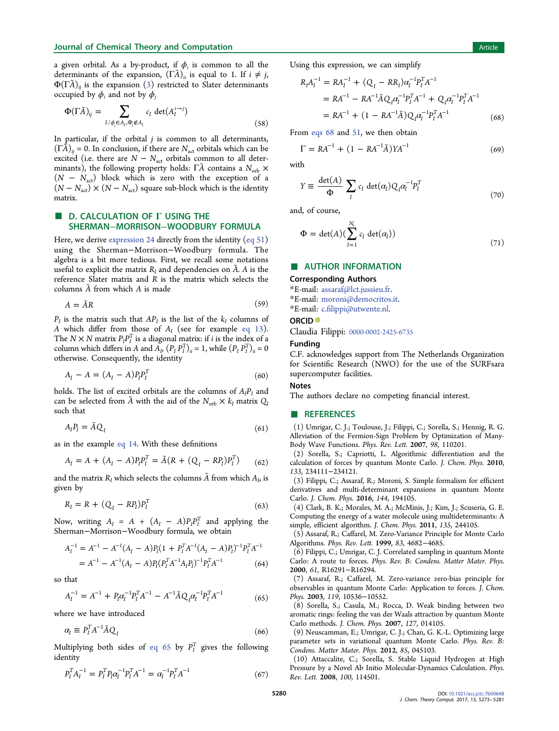a given orbital. As a by-product, if $\phi_i$ is common to all the determinants of the expansion, $(\Gamma\tilde{A})_{ii}$ is equal to 1. If $i \neq j$, $\Phi(\Gamma\tilde{A})_{ij}$ is the expansion (3) restricted to Slater determinants occupied by $\phi_i$ and not by $\phi_j$

$$\Phi(\Gamma\tilde{A})_{ij} = \sum_{I/\phi_i \in A_I, \Phi_j \notin A_I} c_I \det(A_I^{i \to j}) \tag{58}$$

In particular, if the orbital $j$ is common to all determinants, $(\Gamma\tilde{A})_{ij} = 0$. In conclusion, if there are $N_{\rm act}$ orbitals which can be excited (i.e. there are $N - N_{\rm act}$ orbitals common to all determinants), the following property holds: $\Gamma\tilde{A}$ contains a $N_{\rm orb} \times (N - N_{\rm act})$ block which is zero with the exception of a $(N - N_{\rm act}) \times (N - N_{\rm act})$ square sub-block which is the identity matrix.

## D. CALCULATION OF Γ USING THE SHERMAN–MORRISON–WOODBURY FORMULA

Here, we derive expression 24 directly from the identity (eq 51) using the Sherman–Morrison–Woodbury formula. The algebra is a bit more tedious. First, we recall some notations useful to explicit the matrix $R_I$ and dependencies on $\tilde{A}$. $A$ is the reference Slater matrix and $R$ is the matrix which selects the columns $\tilde{A}$ from which $A$ is made

$$A = \tilde{A}R \tag{59}$$

$P_I$ is the matrix such that $AP_I$ is the list of the $k_I$ columns of $A$ which differ from those of $A_I$ (see for example eq 13). The $N \times N$ matrix $P_I P_I^T$ is a diagonal matrix: if $i$ is the index of a column which differs in $A$ and $A_I$, $(P_I P_I^T)_{ii} = 1$, while $(P_I P_I^T)_{ii} = 0$ otherwise. Consequently, the identity

$$A_I - A = (A_I - A)P_I P_I^T \tag{60}$$

holds. The list of excited orbitals are the columns of $A_I P_I$ and can be selected from $\tilde{A}$ with the aid of the $N_{\rm orb} \times k_I$ matrix $Q_I$ such that

$$A_I P_I = \tilde{A}Q_I \tag{61}$$

as in the example eq 14. With these definitions

$$A_I = A + (A_I - A)P_I P_I^T = \tilde{A}(R + (Q_I - RP_I)P_I^T) \tag{62}$$

and the matrix $R_I$ which selects the columns $\tilde{A}$ from which $A_I$, is given by

$$R_I = R + (Q_I - RP_I)P_I^T \tag{63}$$

Now, writing $A_I = A + (A_I - A)P_I P_I^T$ and applying the Sherman–Morrison–Woodbury formula, we obtain

$$\begin{aligned} A_I^{-1} &= A^{-1} - A^{-1}(A_I - A)P_I(1 + P_I^T A^{-1}(A_I - A)P_I)^{-1}P_I^T A^{-1} \\ &= A^{-1} - A^{-1}(A_I - A)P_I(P_I^T A^{-1} A_I P_I)^{-1} P_I^T A^{-1} \end{aligned} \tag{64}$$

so that

$$A_I^{-1} = A^{-1} + P_I \alpha_I^{-1} P_I^T A^{-1} - A^{-1}\tilde{A}Q_I \alpha_I^{-1} P_I^T A^{-1} \tag{65}$$

where we have introduced

$$\alpha_I \equiv P_I^T A^{-1} \tilde{A} Q_I \tag{66}$$

Multiplying both sides of eq 65 by $P_I^T$ gives the following identity

$$P_I^T A_I^{-1} = P_I^T P_I \alpha_I^{-1} P_I^T A^{-1} = \alpha_I^{-1} P_I^T A^{-1} \tag{67}$$

Using this expression, we can simplify

$$\begin{aligned} R_I A_I^{-1} &= RA_I^{-1} + (Q_I - RR_I)\alpha_I^{-1} P_I^T A^{-1} \\ &= RA^{-1} - RA^{-1}\tilde{A}Q_I \alpha_I^{-1} P_I^T A^{-1} + Q_I \alpha_I^{-1} P_I^T A^{-1} \\ &= RA^{-1} + (1 - RA^{-1}\tilde{A})Q_I \alpha_I^{-1} P_I^T A^{-1} \end{aligned} \tag{68}$$

From eqs 68 and 51, we then obtain

$$\Gamma = RA^{-1} + (1 - RA^{-1}\tilde{A})YA^{-1} \tag{69}$$

with

$$Y \equiv \frac{\det(A)}{\Phi} \sum_I c_I \det(\alpha_I) Q_I \alpha_I^{-1} P_I^T \tag{70}$$

and, of course,

$$\Phi = \det(A)\left(\sum_{I=1}^{N_e} c_I \det(\alpha_I)\right) \tag{71}$$

## AUTHOR INFORMATION

### Corresponding Authors

*E-mail: assaraf@lct.jussieu.fr.
*E-mail: moroni@democritos.it.
*E-mail: c.filippi@utwente.nl.

### ORCID

Claudia Filippi: 0000-0002-2425-6735

### Funding

C.F. acknowledges support from The Netherlands Organization for Scientific Research (NWO) for the use of the SURFsara supercomputer facilities.

### Notes

The authors declare no competing financial interest.

## REFERENCES

(1) Umrigar, C. J.; Toulouse, J.; Filippi, C.; Sorella, S.; Hennig, R. G. Alleviation of the Fermion-Sign Problem by Optimization of Many-Body Wave Functions. *Phys. Rev. Lett.* **2007**, *98*, 110201.

(2) Sorella, S.; Capriotti, L. Algorithmic differentiation and the calculation of forces by quantum Monte Carlo. *J. Chem. Phys.* **2010**, *133*, 234111−234121.

(3) Filippi, C.; Assaraf, R.; Moroni, S. Simple formalism for efficient derivatives and multi-determinant expansions in quantum Monte Carlo. *J. Chem. Phys.* **2016**, *144*, 194105.

(4) Clark, B. K.; Morales, M. A.; McMinis, J.; Kim, J.; Scuseria, G. E. Computing the energy of a water molecule using multideterminants: A simple, efficient algorithm. *J. Chem. Phys.* **2011**, *135*, 244105.

(5) Assaraf, R.; Caffarel, M. Zero-Variance Principle for Monte Carlo Algorithms. *Phys. Rev. Lett.* **1999**, *83*, 4682−4685.

(6) Filippi, C.; Umrigar, C. J. Correlated sampling in quantum Monte Carlo: A route to forces. *Phys. Rev. B: Condens. Matter Mater. Phys.* **2000**, *61*, R16291−R16294.

(7) Assaraf, R.; Caffarel, M. Zero-variance zero-bias principle for observables in quantum Monte Carlo: Application to forces. *J. Chem. Phys.* **2003**, *119*, 10536−10552.

(8) Sorella, S.; Casula, M.; Rocca, D. Weak binding between two aromatic rings: feeling the van der Waals attraction by quantum Monte Carlo methods. *J. Chem. Phys.* **2007**, *127*, 014105.

(9) Neuscamman, E.; Umrigar, C. J.; Chan, G. K.-L. Optimizing large parameter sets in variational quantum Monte Carlo. *Phys. Rev. B: Condens. Matter Mater. Phys.* **2012**, *85*, 045103.

(10) Attaccalite, C.; Sorella, S. Stable Liquid Hydrogen at High Pressure by a Novel Ab Initio Molecular-Dynamics Calculation. *Phys. Rev. Lett.* **2008**, *100*, 114501.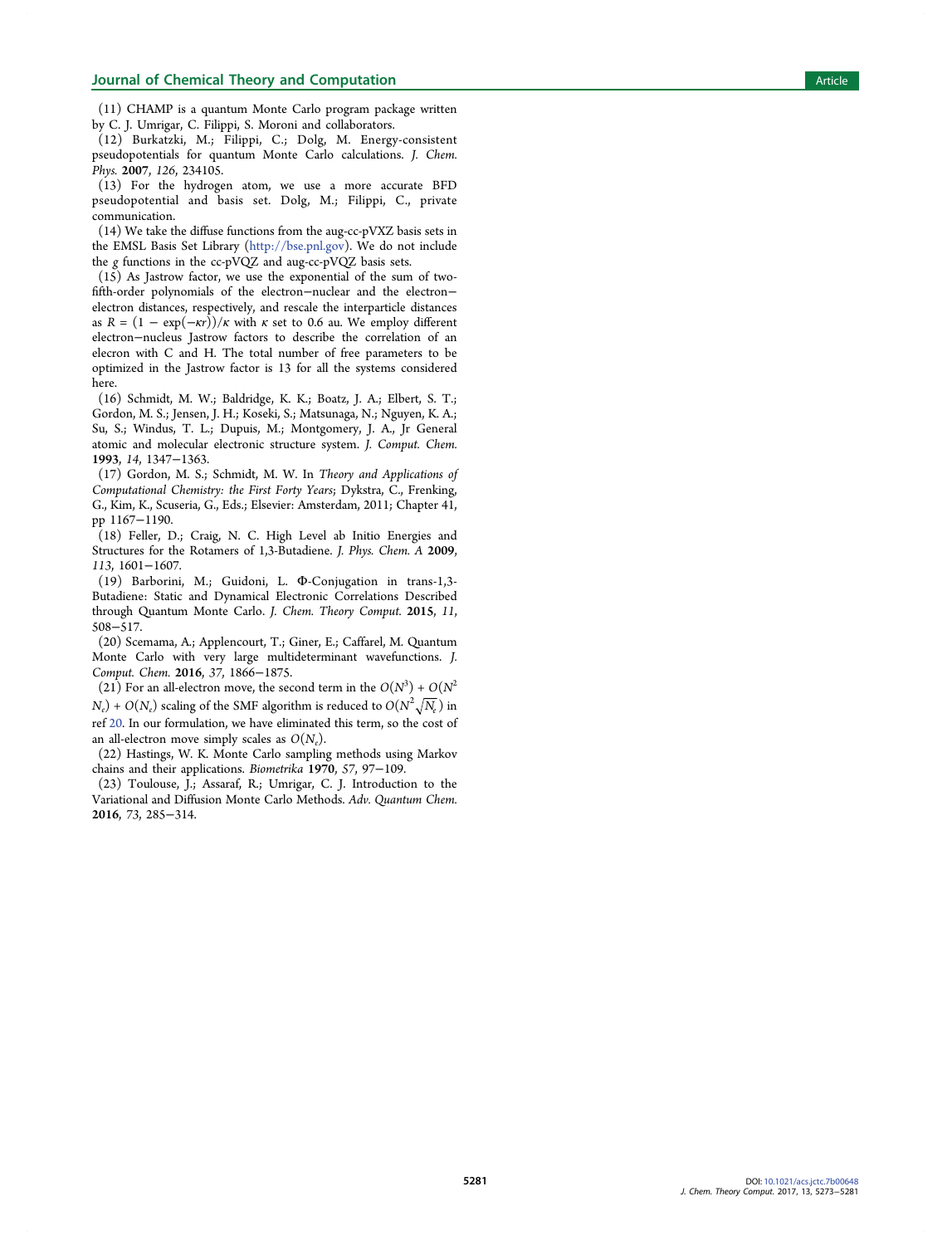(11) CHAMP is a quantum Monte Carlo program package written by C. J. Umrigar, C. Filippi, S. Moroni and collaborators.

(12) Burkatzki, M.; Filippi, C.; Dolg, M. Energy-consistent pseudopotentials for quantum Monte Carlo calculations. *J. Chem. Phys.* **2007**, *126*, 234105.

(13) For the hydrogen atom, we use a more accurate BFD pseudopotential and basis set. Dolg, M.; Filippi, C., private communication.

(14) We take the diffuse functions from the aug-cc-pVXZ basis sets in the EMSL Basis Set Library (http://bse.pnl.gov). We do not include the *g* functions in the cc-pVQZ and aug-cc-pVQZ basis sets.

(15) As Jastrow factor, we use the exponential of the sum of two-fifth-order polynomials of the electron−nuclear and the electron−electron distances, respectively, and rescale the interparticle distances as $R = (1 - \exp(-\kappa r))/\kappa$ with $\kappa$ set to 0.6 au. We employ different electron−nucleus Jastrow factors to describe the correlation of an elecron with C and H. The total number of free parameters to be optimized in the Jastrow factor is 13 for all the systems considered here.

(16) Schmidt, M. W.; Baldridge, K. K.; Boatz, J. A.; Elbert, S. T.; Gordon, M. S.; Jensen, J. H.; Koseki, S.; Matsunaga, N.; Nguyen, K. A.; Su, S.; Windus, T. L.; Dupuis, M.; Montgomery, J. A., Jr General atomic and molecular electronic structure system. *J. Comput. Chem.* **1993**, *14*, 1347−1363.

(17) Gordon, M. S.; Schmidt, M. W. In *Theory and Applications of Computational Chemistry: the First Forty Years*; Dykstra, C., Frenking, G., Kim, K., Scuseria, G., Eds.; Elsevier: Amsterdam, 2011; Chapter 41, pp 1167−1190.

(18) Feller, D.; Craig, N. C. High Level ab Initio Energies and Structures for the Rotamers of 1,3-Butadiene. *J. Phys. Chem. A* **2009**, *113*, 1601−1607.

(19) Barborini, M.; Guidoni, L. Φ-Conjugation in trans-1,3-Butadiene: Static and Dynamical Electronic Correlations Described through Quantum Monte Carlo. *J. Chem. Theory Comput.* **2015**, *11*, 508−517.

(20) Scemama, A.; Applencourt, T.; Giner, E.; Caffarel, M. Quantum Monte Carlo with very large multideterminant wavefunctions. *J. Comput. Chem.* **2016**, *37*, 1866−1875.

(21) For an all-electron move, the second term in the $O(N^3) + O(N^2 N_e) + O(N_e)$ scaling of the SMF algorithm is reduced to $O(N^2\sqrt{N_e})$ in ref 20. In our formulation, we have eliminated this term, so the cost of an all-electron move simply scales as $O(N_e)$.

(22) Hastings, W. K. Monte Carlo sampling methods using Markov chains and their applications. *Biometrika* **1970**, *57*, 97−109.

(23) Toulouse, J.; Assaraf, R.; Umrigar, C. J. Introduction to the Variational and Diffusion Monte Carlo Methods. *Adv. Quantum Chem.* **2016**, *73*, 285−314.